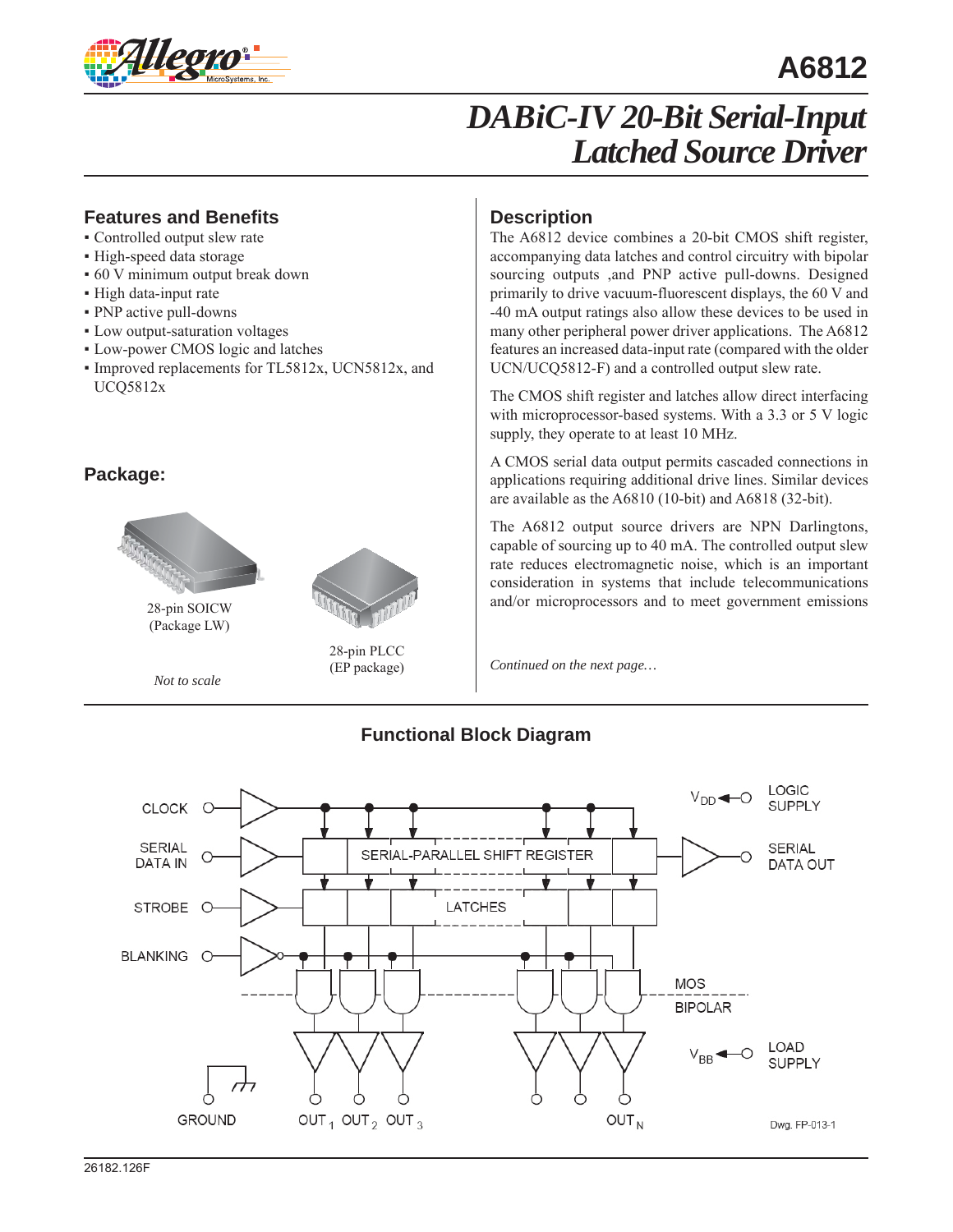# A6812

# DABiC-IV 20-Bit Serial-Input Latched Source Driver

## Features and Benefits

- Controlled output slew rate
- High-speed data storage
- 60 V minimum output break down
- High data-input rate
- PNP active pull-downs
- Low output-saturation voltages
- Low-power CMOS logic and latches
- Improved replacements for TL5812x, UCN5812x, and UCQ5812x

## Package:

28-pin SOICW (Package LW)

28-pin PLCC (EP package)

*Not to scale*

## Description

The A6812 device combines a 20-bit CMOS shift register, accompanying data latches and control circuitry with bipolar sourcing outputs ,and PNP active pull-downs. Designed primarily to drive vacuum-fluorescent displays, the 60 V and -40 mA output ratings also allow these devices to be used in many other peripheral power driver applications. The A6812 features an increased data-input rate (compared with the older UCN/UCQ5812-F) and a controlled output slew rate.

The CMOS shift register and latches allow direct interfacing with microprocessor-based systems. With a 3.3 or 5 V logic supply, they operate to at least 10 MHz.

A CMOS serial data output permits cascaded connections in applications requiring additional drive lines. Similar devices are available as the A6810 (10-bit) and A6818 (32-bit).

The A6812 output source drivers are NPN Darlingtons, capable of sourcing up to 40 mA. The controlled output slew rate reduces electromagnetic noise, which is an important consideration in systems that include telecommunications and/or microprocessors and to meet government emissions

*Continued on the next page…*

## Functional Block Diagram

Dwg. FP-013-1

26182.126F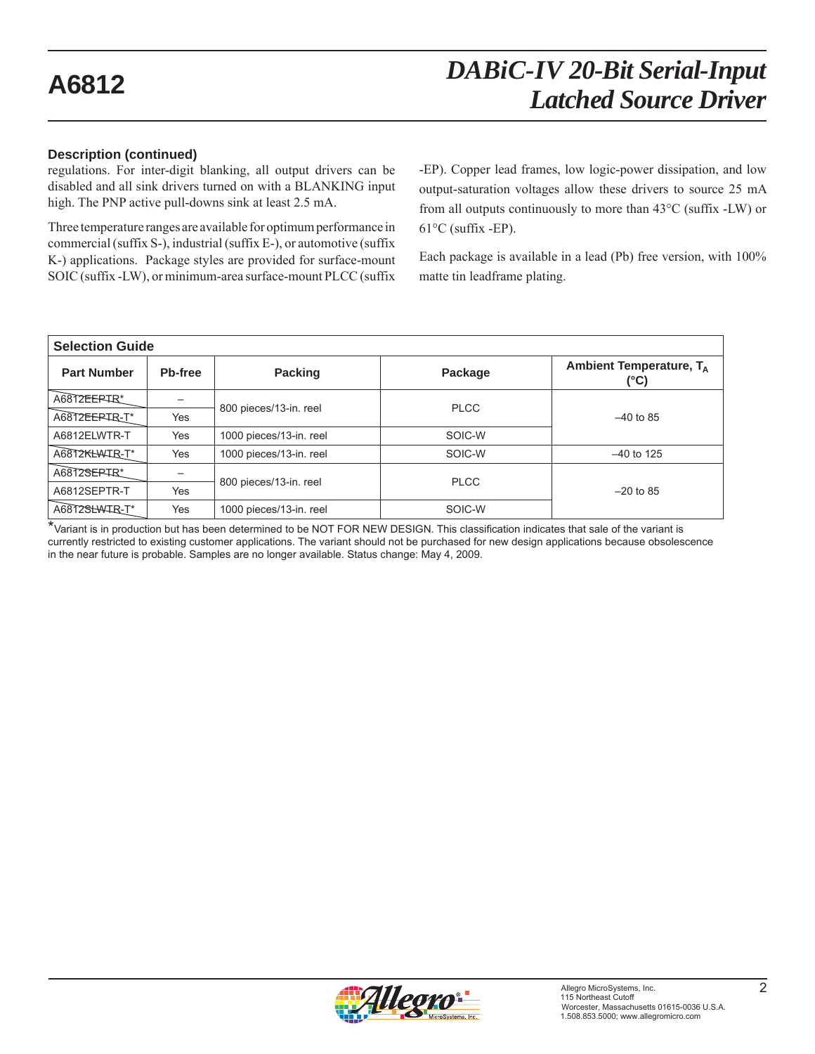## Description (continued)

regulations. For inter-digit blanking, all output drivers can be disabled and all sink drivers turned on with a BLANKING input high. The PNP active pull-downs sink at least 2.5 mA.

Three temperature ranges are available for optimum performance in commercial (suffix S-), industrial (suffix E-), or automotive (suffix K-) applications. Package styles are provided for surface-mount SOIC (suffix -LW), or minimum-area surface-mount PLCC (suffix -EP). Copper lead frames, low logic-power dissipation, and low output-saturation voltages allow these drivers to source 25 mA from all outputs continuously to more than 43°C (suffix -LW) or 61°C (suffix -EP).

Each package is available in a lead (Pb) free version, with 100% matte tin leadframe plating.

**Selection Guide**

| Part Number | Pb-free | Packing | Package | Ambient Temperature, $T_A$ (°C) |
|---|---|---|---|---|
| A6812EEPTR* | – | 800 pieces/13-in. reel | PLCC | –40 to 85 |
| A6812EEPTR-T* | Yes | 800 pieces/13-in. reel | PLCC | –40 to 85 |
| A6812ELWTR-T | Yes | 1000 pieces/13-in. reel | SOIC-W | –40 to 85 |
| A6812KLWTR-T* | Yes | 1000 pieces/13-in. reel | SOIC-W | –40 to 125 |
| A6812SEPTR* | – | 800 pieces/13-in. reel | PLCC | –20 to 85 |
| A6812SEPTR-T | Yes | 800 pieces/13-in. reel | PLCC | –20 to 85 |
| A6812SLWTR-T* | Yes | 1000 pieces/13-in. reel | SOIC-W | –20 to 85 |

*Variant is in production but has been determined to be NOT FOR NEW DESIGN. This classification indicates that sale of the variant is currently restricted to existing customer applications. The variant should not be purchased for new design applications because obsolescence in the near future is probable. Samples are no longer available. Status change: May 4, 2009.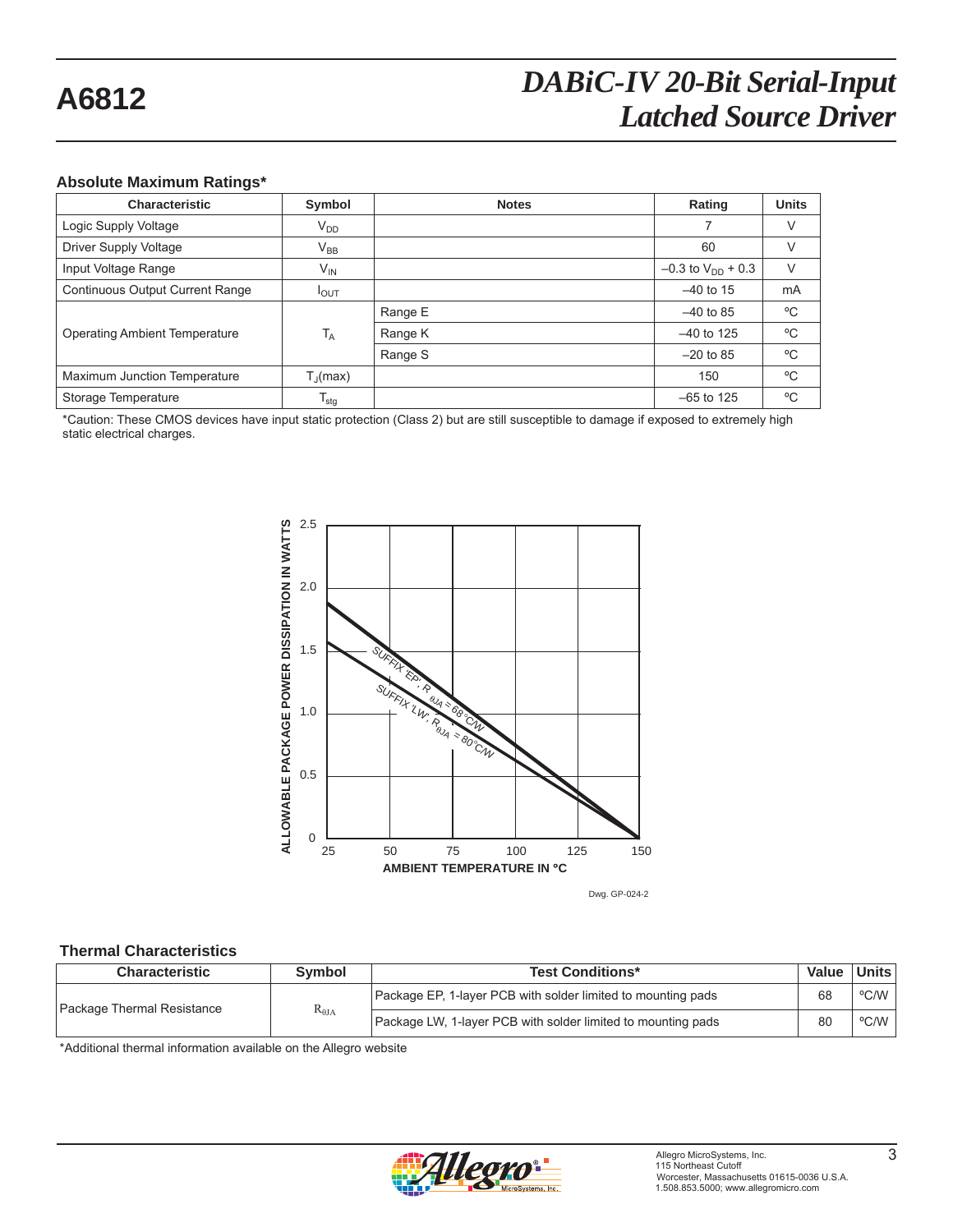## Absolute Maximum Ratings*

| Characteristic | Symbol | Notes | Rating | Units |
|---|---|---|---|---|
| Logic Supply Voltage | $V_{DD}$ | | 7 | V |
| Driver Supply Voltage | $V_{BB}$ | | 60 | V |
| Input Voltage Range | $V_{IN}$ | | –0.3 to $V_{DD}$ + 0.3 | V |
| Continuous Output Current Range | $I_{OUT}$ | | –40 to 15 | mA |
| Operating Ambient Temperature | $T_A$ | Range E | –40 to 85 | ºC |
| | | Range K | –40 to 125 | ºC |
| | | Range S | –20 to 85 | ºC |
| Maximum Junction Temperature | $T_J(max)$ | | 150 | ºC |
| Storage Temperature | $T_{stg}$ | | –65 to 125 | ºC |

*Caution: These CMOS devices have input static protection (Class 2) but are still susceptible to damage if exposed to extremely high static electrical charges.

Dwg. GP-024-2

## Thermal Characteristics

| Characteristic | Symbol | Test Conditions* | Value | Units |
|---|---|---|---|---|
| Package Thermal Resistance | $R_{\theta JA}$ | Package EP, 1-layer PCB with solder limited to mounting pads | 68 | ºC/W |
| | | Package LW, 1-layer PCB with solder limited to mounting pads | 80 | ºC/W |

*Additional thermal information available on the Allegro website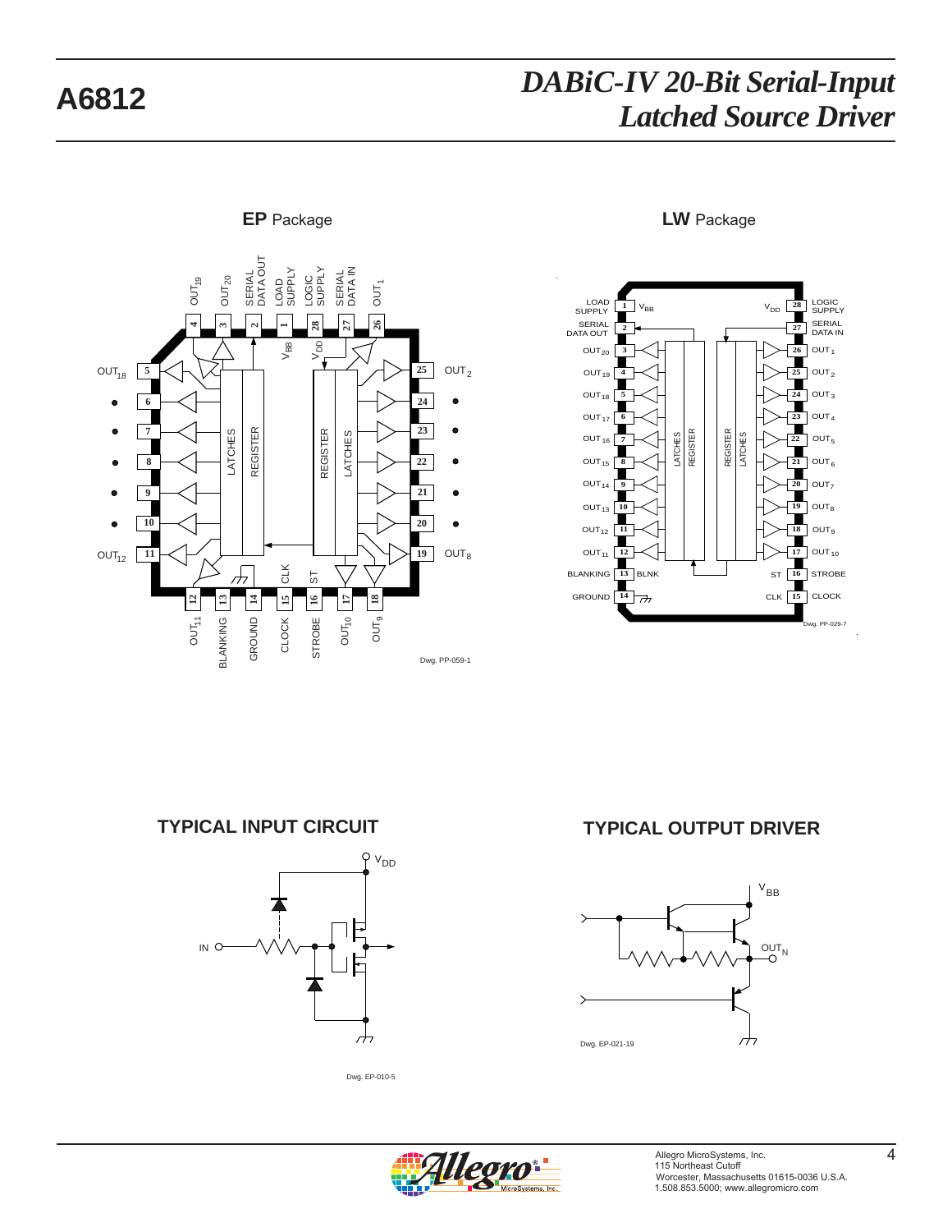**EP** Package

Dwg. PP-059-1

**LW** Package

Dwg. PP-029-7

## TYPICAL INPUT CIRCUIT

Dwg. EP-010-5

## TYPICAL OUTPUT DRIVER

Dwg. EP-021-19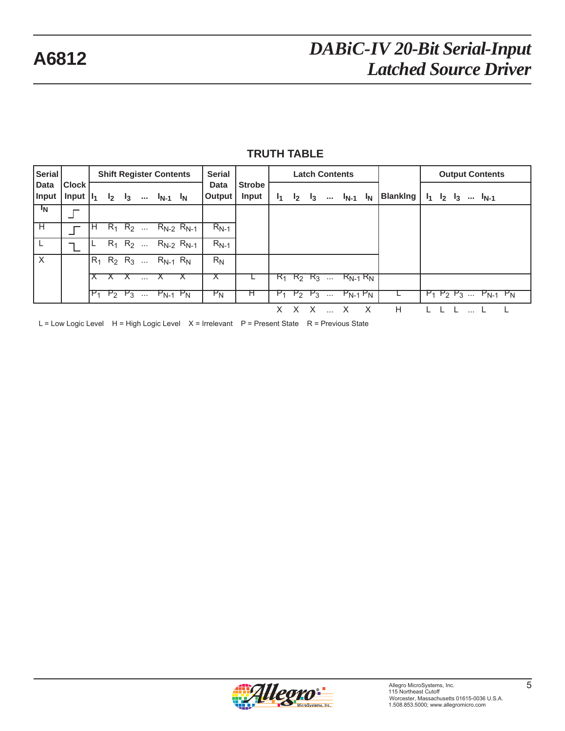## TRUTH TABLE

| Serial Data Input | Clock Input | Shift Register Contents $I_1$ $I_2$ $I_3$ ... $I_{N-1}$ $I_N$ | Serial Data Output | Strobe Input | Latch Contents $I_1$ $I_2$ $I_3$ ... $I_{N-1}$ $I_N$ | Blanking | Output Contents $I_1$ $I_2$ $I_3$ ... $I_{N-1}$ $I_N$ |
|---|---|---|---|---|---|---|---|
| H | ⎍ (rising) | H $R_1$ $R_2$ ... $R_{N-2}$ $R_{N-1}$ | $R_{N-1}$ | | | | |
| L | ⎍ (rising) | L $R_1$ $R_2$ ... $R_{N-2}$ $R_{N-1}$ | $R_{N-1}$ | | | | |
| X | ⎎ (falling) | $R_1$ $R_2$ $R_3$ ... $R_{N-1}$ $R_N$ | $R_N$ | | | | |
| | | X X X ... X X | X | L | $R_1$ $R_2$ $R_3$ ... $R_{N-1}$ $R_N$ | | |
| | | $P_1$ $P_2$ $P_3$ ... $P_{N-1}$ $P_N$ | $P_N$ | H | $P_1$ $P_2$ $P_3$ ... $P_{N-1}$ $P_N$ | L | $P_1$ $P_2$ $P_3$ ... $P_{N-1}$ $P_N$ |
| | | | | | X X X ... X X | H | L L L ... L L |

L = Low Logic Level H = High Logic Level X = Irrelevant P = Present State R = Previous State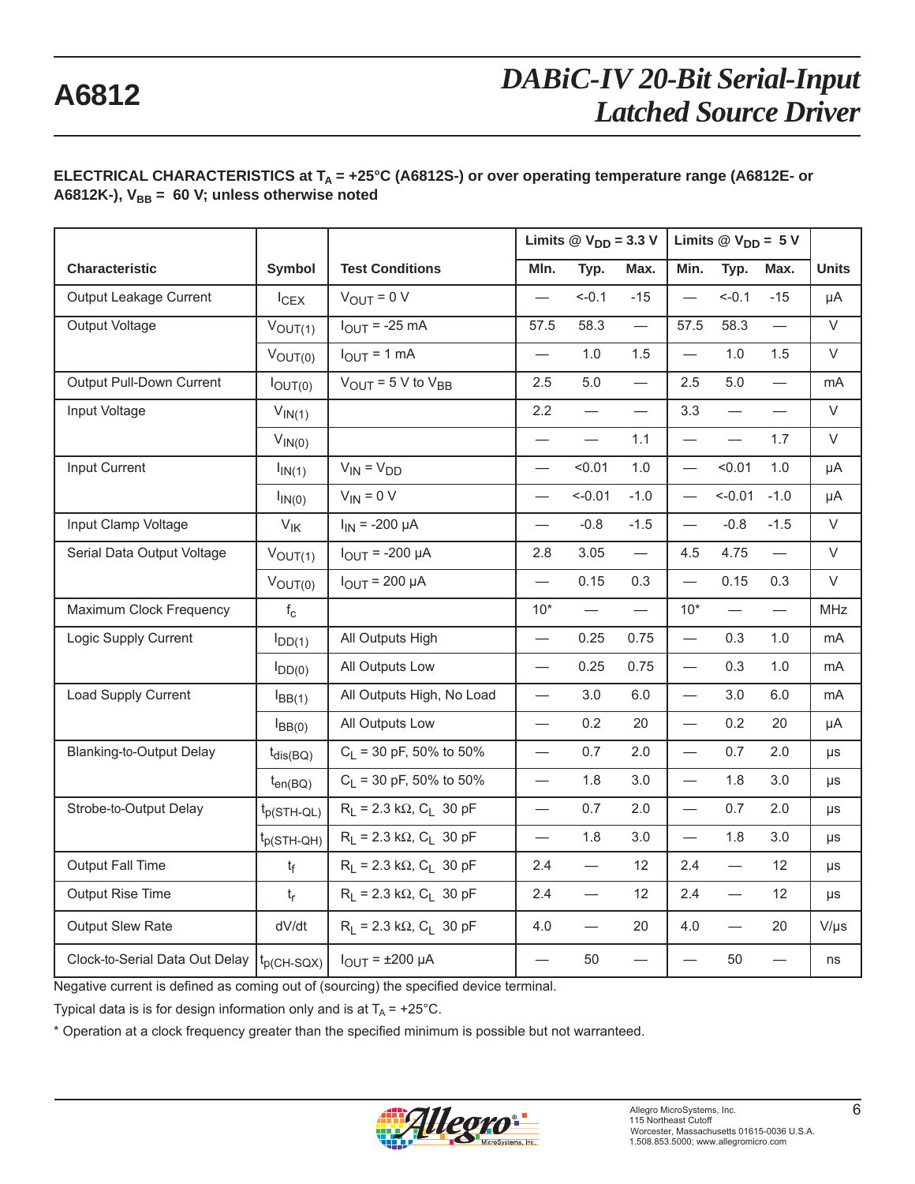**ELECTRICAL CHARACTERISTICS at $T_A$ = +25°C (A6812S-) or over operating temperature range (A6812E- or A6812K-), $V_{BB}$ = 60 V; unless otherwise noted**

| Characteristic | Symbol | Test Conditions | Limits @ $V_{DD}$ = 3.3 V | | | Limits @ $V_{DD}$ = 5 V | | | Units |
|---|---|---|---|---|---|---|---|---|---|
| | | | Min. | Typ. | Max. | Min. | Typ. | Max. | |
| Output Leakage Current | $I_{CEX}$ | $V_{OUT}$ = 0 V | — | <-0.1 | -15 | — | <-0.1 | -15 | µA |
| Output Voltage | $V_{OUT(1)}$ | $I_{OUT}$ = -25 mA | 57.5 | 58.3 | — | 57.5 | 58.3 | — | V |
| | $V_{OUT(0)}$ | $I_{OUT}$ = 1 mA | — | 1.0 | 1.5 | — | 1.0 | 1.5 | V |
| Output Pull-Down Current | $I_{OUT(0)}$ | $V_{OUT}$ = 5 V to $V_{BB}$ | 2.5 | 5.0 | — | 2.5 | 5.0 | — | mA |
| Input Voltage | $V_{IN(1)}$ | | 2.2 | — | — | 3.3 | — | — | V |
| | $V_{IN(0)}$ | | — | — | 1.1 | — | — | 1.7 | V |
| Input Current | $I_{IN(1)}$ | $V_{IN}$ = $V_{DD}$ | — | <0.01 | 1.0 | — | <0.01 | 1.0 | µA |
| | $I_{IN(0)}$ | $V_{IN}$ = 0 V | — | <-0.01 | -1.0 | — | <-0.01 | -1.0 | µA |
| Input Clamp Voltage | $V_{IK}$ | $I_{IN}$ = -200 µA | — | -0.8 | -1.5 | — | -0.8 | -1.5 | V |
| Serial Data Output Voltage | $V_{OUT(1)}$ | $I_{OUT}$ = -200 µA | 2.8 | 3.05 | — | 4.5 | 4.75 | — | V |
| | $V_{OUT(0)}$ | $I_{OUT}$ = 200 µA | — | 0.15 | 0.3 | — | 0.15 | 0.3 | V |
| Maximum Clock Frequency | $f_c$ | | 10* | — | — | 10* | — | — | MHz |
| Logic Supply Current | $I_{DD(1)}$ | All Outputs High | — | 0.25 | 0.75 | — | 0.3 | 1.0 | mA |
| | $I_{DD(0)}$ | All Outputs Low | — | 0.25 | 0.75 | — | 0.3 | 1.0 | mA |
| Load Supply Current | $I_{BB(1)}$ | All Outputs High, No Load | — | 3.0 | 6.0 | — | 3.0 | 6.0 | mA |
| | $I_{BB(0)}$ | All Outputs Low | — | 0.2 | 20 | — | 0.2 | 20 | µA |
| Blanking-to-Output Delay | $t_{dis(BQ)}$ | $C_L$ = 30 pF, 50% to 50% | — | 0.7 | 2.0 | — | 0.7 | 2.0 | µs |
| | $t_{en(BQ)}$ | $C_L$ = 30 pF, 50% to 50% | — | 1.8 | 3.0 | — | 1.8 | 3.0 | µs |
| Strobe-to-Output Delay | $t_{p(STH-QL)}$ | $R_L$ = 2.3 kΩ, $C_L$ 30 pF | — | 0.7 | 2.0 | — | 0.7 | 2.0 | µs |
| | $t_{p(STH-QH)}$ | $R_L$ = 2.3 kΩ, $C_L$ 30 pF | — | 1.8 | 3.0 | — | 1.8 | 3.0 | µs |
| Output Fall Time | $t_f$ | $R_L$ = 2.3 kΩ, $C_L$ 30 pF | 2.4 | — | 12 | 2.4 | — | 12 | µs |
| Output Rise Time | $t_r$ | $R_L$ = 2.3 kΩ, $C_L$ 30 pF | 2.4 | — | 12 | 2.4 | — | 12 | µs |
| Output Slew Rate | dV/dt | $R_L$ = 2.3 kΩ, $C_L$ 30 pF | 4.0 | — | 20 | 4.0 | — | 20 | V/µs |
| Clock-to-Serial Data Out Delay | $t_{p(CH-SQX)}$ | $I_{OUT}$ = ±200 µA | — | 50 | — | — | 50 | — | ns |

Negative current is defined as coming out of (sourcing) the specified device terminal.

Typical data is is for design information only and is at $T_A$ = +25°C.

* Operation at a clock frequency greater than the specified minimum is possible but not warranteed.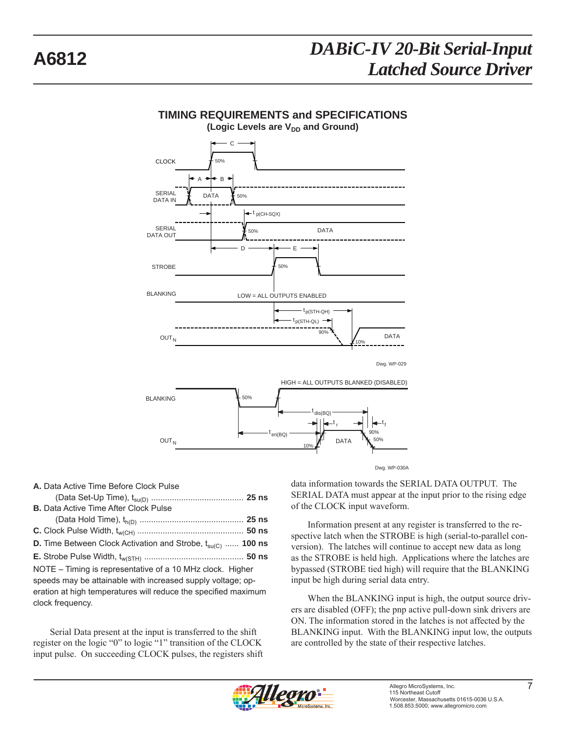## TIMING REQUIREMENTS and SPECIFICATIONS

**(Logic Levels are $V_{DD}$ and Ground)**

Dwg. WP-029

Dwg. WP-030A

**A.** Data Active Time Before Clock Pulse (Data Set-Up Time), $t_{su(D)}$ ........................................ **25 ns**

**B.** Data Active Time After Clock Pulse (Data Hold Time), $t_{h(D)}$ ............................................ **25 ns**

**C.** Clock Pulse Width, $t_{w(CH)}$ ............................................. **50 ns**

**D.** Time Between Clock Activation and Strobe, $t_{su(C)}$ ...... **100 ns**

**E.** Strobe Pulse Width, $t_{w(STH)}$ ........................................... **50 ns**

NOTE – Timing is representative of a 10 MHz clock. Higher speeds may be attainable with increased supply voltage; operation at high temperatures will reduce the specified maximum clock frequency.

Serial Data present at the input is transferred to the shift register on the logic "0" to logic "1" transition of the CLOCK input pulse. On succeeding CLOCK pulses, the registers shift data information towards the SERIAL DATA OUTPUT. The SERIAL DATA must appear at the input prior to the rising edge of the CLOCK input waveform.

Information present at any register is transferred to the respective latch when the STROBE is high (serial-to-parallel conversion). The latches will continue to accept new data as long as the STROBE is held high. Applications where the latches are bypassed (STROBE tied high) will require that the BLANKING input be high during serial data entry.

When the BLANKING input is high, the output source drivers are disabled (OFF); the pnp active pull-down sink drivers are ON. The information stored in the latches is not affected by the BLANKING input. With the BLANKING input low, the outputs are controlled by the state of their respective latches.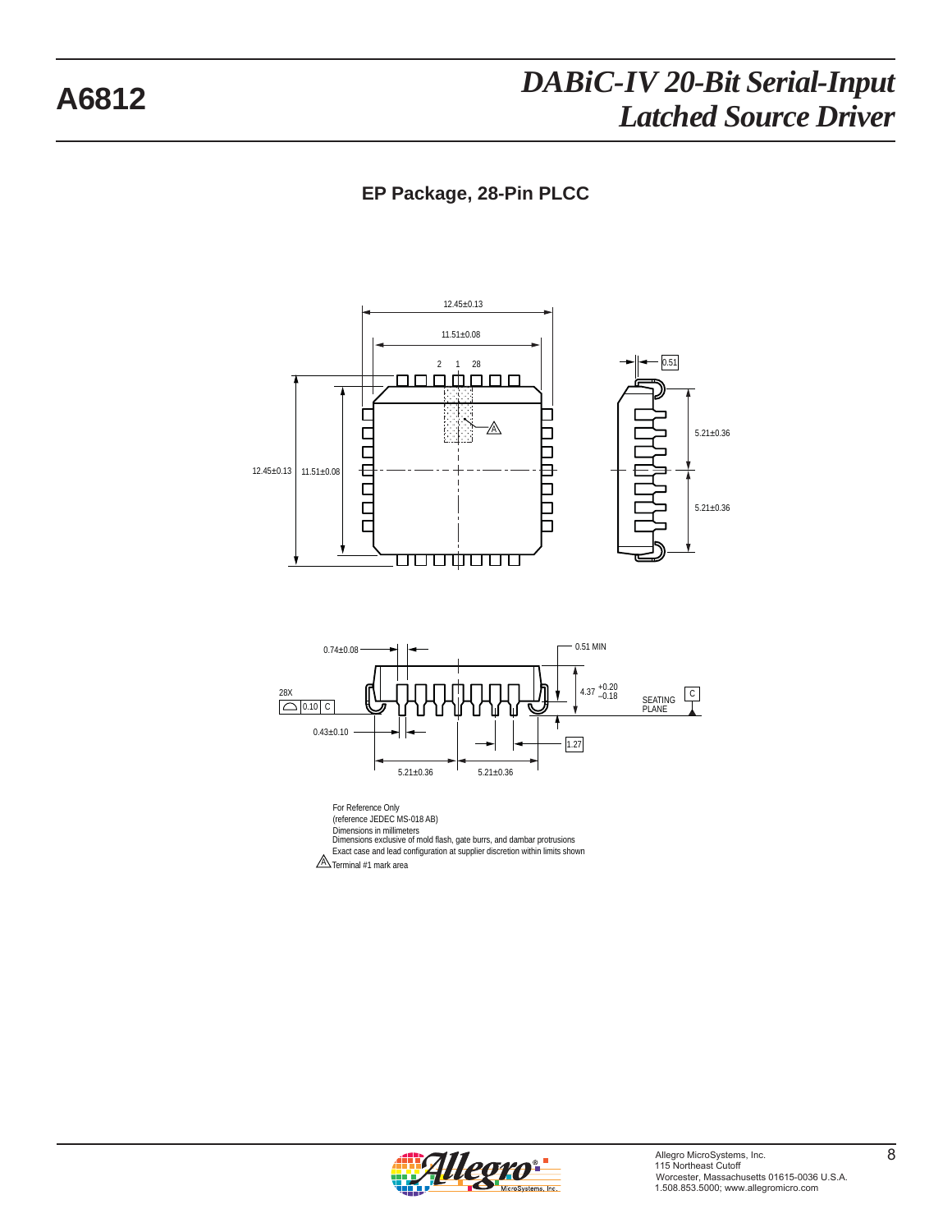## EP Package, 28-Pin PLCC

12.45±0.13

11.51±0.08

2 1 28

0.51

A

12.45±0.13 11.51±0.08

5.21±0.36

5.21±0.36

0.74±0.08

0.51 MIN

4.37 +0.20 −0.18

28X

0.10 C

SEATING PLANE

C

0.43±0.10

1.27

5.21±0.36 5.21±0.36

For Reference Only
(reference JEDEC MS-018 AB)
Dimensions in millimeters
Dimensions exclusive of mold flash, gate burrs, and dambar protrusions
Exact case and lead configuration at supplier discretion within limits shown

A Terminal #1 mark area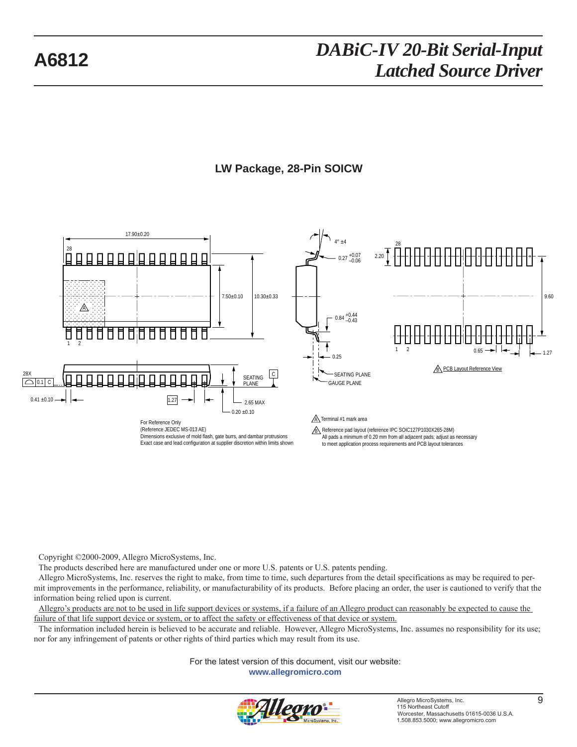## LW Package, 28-Pin SOICW

17.90±0.20

28

7.50±0.10

10.30±0.33

A

1 2

4° ±4

0.27 +0.07 –0.06

0.84 +0.44 –0.43

0.25

SEATING PLANE

GAUGE PLANE

2.20

28

9.60

1 2

0.65

1.27

B PCB Layout Reference View

28X

0.1 C

C

SEATING PLANE

0.41 ±0.10

1.27

2.65 MAX

0.20 ±0.10

For Reference Only
(Reference JEDEC MS-013 AE)
Dimensions exclusive of mold flash, gate burrs, and dambar protrusions
Exact case and lead configuration at supplier discretion within limits shown

A Terminal #1 mark area

B Reference pad layout (reference IPC SOIC127P1030X265-28M)
All pads a minimum of 0.20 mm from all adjacent pads; adjust as necessary to meet application process requirements and PCB layout tolerances

Copyright ©2000-2009, Allegro MicroSystems, Inc.

The products described here are manufactured under one or more U.S. patents or U.S. patents pending.

Allegro MicroSystems, Inc. reserves the right to make, from time to time, such departures from the detail specifications as may be required to permit improvements in the performance, reliability, or manufacturability of its products. Before placing an order, the user is cautioned to verify that the information being relied upon is current.

Allegro's products are not to be used in life support devices or systems, if a failure of an Allegro product can reasonably be expected to cause the failure of that life support device or system, or to affect the safety or effectiveness of that device or system.

The information included herein is believed to be accurate and reliable. However, Allegro MicroSystems, Inc. assumes no responsibility for its use; nor for any infringement of patents or other rights of third parties which may result from its use.

For the latest version of this document, visit our website:
**www.allegromicro.com**

Allegro MicroSystems, Inc.
115 Northeast Cutoff
Worcester, Massachusetts 01615-0036 U.S.A.
1.508.853.5000; www.allegromicro.com